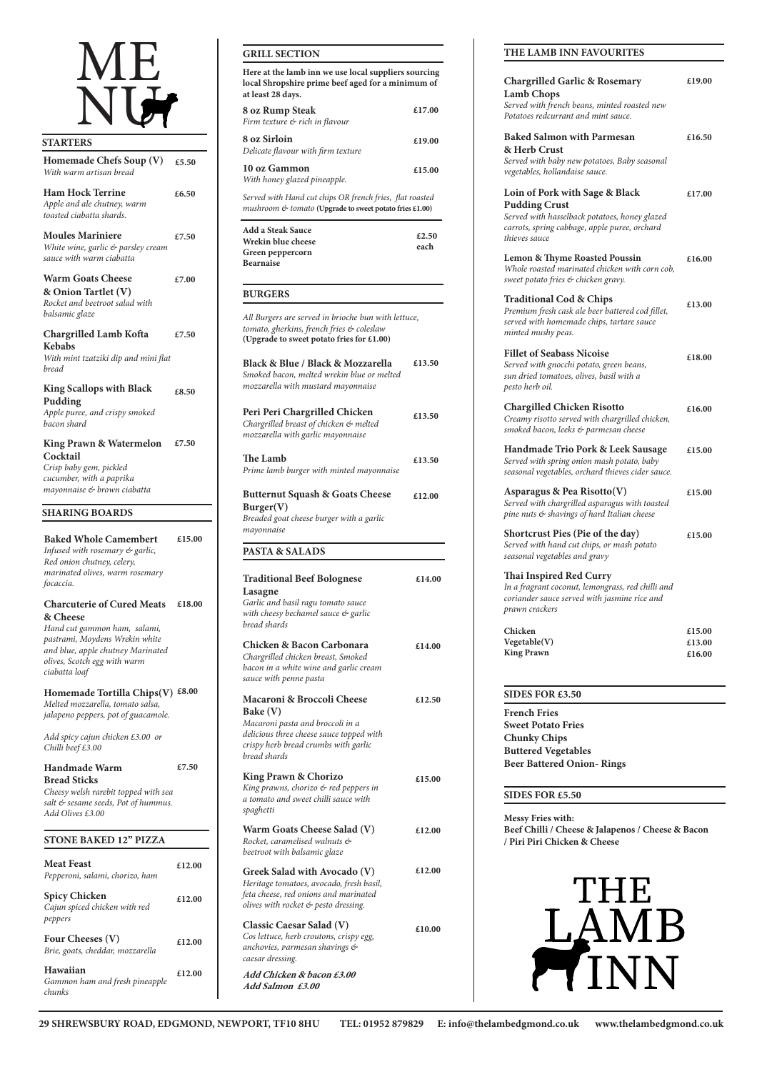# MENU

## STARTERS

**Homemade Chefs Soup (V)** £5.50
*With warm artisan bread*

**Ham Hock Terrine** £6.50
*Apple and ale chutney, warm toasted ciabatta shards.*

**Moules Mariniere** £7.50
*White wine, garlic & parsley cream sauce with warm ciabatta*

**Warm Goats Cheese & Onion Tartlet (V)** £7.00
*Rocket and beetroot salad with balsamic glaze*

**Chargrilled Lamb Kofta Kebabs** £7.50
*With mint tzatziki dip and mini flat bread*

**King Scallops with Black Pudding** £8.50
*Apple puree, and crispy smoked bacon shard*

**King Prawn & Watermelon Cocktail** £7.50
*Crisp baby gem, pickled cucumber, with a paprika mayonnaise & brown ciabatta*

## SHARING BOARDS

**Baked Whole Camembert** £15.00
*Infused with rosemary & garlic, Red onion chutney, celery, marinated olives, warm rosemary focaccia.*

**Charcuterie of Cured Meats & Cheese** £18.00
*Hand cut gammon ham, salami, pastrami, Moydens Wrekin white and blue, apple chutney Marinated olives, Scotch egg with warm ciabatta loaf*

**Homemade Tortilla Chips(V)** £8.00
*Melted mozzarella, tomato salsa, jalapeno peppers, pot of guacamole.*

*Add spicy cajun chicken £3.00 or Chilli beef £3.00*

**Handmade Warm Bread Sticks** £7.50
*Cheesy welsh rarebit topped with sea salt & sesame seeds, Pot of hummus. Add Olives £3.00*

## STONE BAKED 12" PIZZA

**Meat Feast** £12.00
*Pepperoni, salami, chorizo, ham*

**Spicy Chicken** £12.00
*Cajun spiced chicken with red peppers*

**Four Cheeses (V)** £12.00
*Brie, goats, cheddar, mozzarella*

**Hawaiian** £12.00
*Gammon ham and fresh pineapple chunks*

## GRILL SECTION

**Here at the lamb inn we use local suppliers sourcing local Shropshire prime beef aged for a minimum of at least 28 days.**

**8 oz Rump Steak** £17.00
*Firm texture & rich in flavour*

**8 oz Sirloin** £19.00
*Delicate flavour with firm texture*

**10 oz Gammon** £15.00
*With honey glazed pineapple.*

*Served with Hand cut chips OR french fries, flat roasted mushroom & tomato* **(Upgrade to sweet potato fries £1.00)**

**Add a Steak Sauce** £2.50 each
**Wrekin blue cheese**
**Green peppercorn**
**Bearnaise**

## BURGERS

*All Burgers are served in brioche bun with lettuce, tomato, gherkins, french fries & coleslaw* **(Upgrade to sweet potato fries for £1.00)**

**Black & Blue / Black & Mozzarella** £13.50
*Smoked bacon, melted wrekin blue or melted mozzarella with mustard mayonnaise*

**Peri Peri Chargrilled Chicken** £13.50
*Chargrilled breast of chicken & melted mozzarella with garlic mayonnaise*

**The Lamb** £13.50
*Prime lamb burger with minted mayonnaise*

**Butternut Squash & Goats Cheese Burger(V)** £12.00
*Breaded goat cheese burger with a garlic mayonnaise*

## PASTA & SALADS

**Traditional Beef Bolognese Lasagne** £14.00
*Garlic and basil ragu tomato sauce with cheesy bechamel sauce & garlic bread shards*

**Chicken & Bacon Carbonara** £14.00
*Chargrilled chicken breast, Smoked bacon in a white wine and garlic cream sauce with penne pasta*

**Macaroni & Broccoli Cheese Bake (V)** £12.50
*Macaroni pasta and broccoli in a delicious three cheese sauce topped with crispy herb bread crumbs with garlic bread shards*

**King Prawn & Chorizo** £15.00
*King prawns, chorizo & red peppers in a tomato and sweet chilli sauce with spaghetti*

**Warm Goats Cheese Salad (V)** £12.00
*Rocket, caramelised walnuts & beetroot with balsamic glaze*

**Greek Salad with Avocado (V)** £12.00
*Heritage tomatoes, avocado, fresh basil, feta cheese, red onions and marinated olives with rocket & pesto dressing.*

**Classic Caesar Salad (V)** £10.00
*Cos lettuce, herb croutons, crispy egg, anchovies, Parmesan shavings & caesar dressing.*

***Add Chicken & bacon £3.00***
***Add Salmon £3.00***

## THE LAMB INN FAVOURITES

**Chargrilled Garlic & Rosemary Lamb Chops** £19.00
*Served with french beans, minted roasted new Potatoes redcurrant and mint sauce.*

**Baked Salmon with Parmesan & Herb Crust** £16.50
*Served with baby new potatoes, Baby seasonal vegetables, hollandaise sauce.*

**Loin of Pork with Sage & Black Pudding Crust** £17.00
*Served with hasselback potatoes, honey glazed carrots, spring cabbage, apple puree, orchard thieves sauce*

**Lemon & Thyme Roasted Poussin** £16.00
*Whole roasted marinated chicken with corn cob, sweet potato fries & chicken gravy.*

**Traditional Cod & Chips** £13.00
*Premium fresh cask ale beer battered cod fillet, served with homemade chips, tartare sauce minted mushy peas.*

**Fillet of Seabass Nicoise** £18.00
*Served with gnocchi potato, green beans, sun dried tomatoes, olives, basil with a pesto herb oil.*

**Chargilled Chicken Risotto** £16.00
*Creamy risotto served with chargrilled chicken, smoked bacon, leeks & parmesan cheese*

**Handmade Trio Pork & Leek Sausage** £15.00
*Served with spring onion mash potato, baby seasonal vegetables, orchard thieves cider sauce.*

**Asparagus & Pea Risotto(V)** £15.00
*Served with chargrilled asparagus with toasted pine nuts & shavings of hard Italian cheese*

**Shortcrust Pies (Pie of the day)** £15.00
*Served with hand cut chips, or mash potato seasonal vegetables and gravy*

**Thai Inspired Red Curry**
*In a fragrant coconut, lemongrass, red chilli and coriander sauce served with jasmine rice and prawn crackers*

**Chicken** £15.00
**Vegetable(V)** £13.00
**King Prawn** £16.00

## SIDES FOR £3.50

**French Fries**
**Sweet Potato Fries**
**Chunky Chips**
**Buttered Vegetables**
**Beer Battered Onion- Rings**

## SIDES FOR £5.50

**Messy Fries with:**
**Beef Chilli / Cheese & Jalapenos / Cheese & Bacon / Piri Piri Chicken & Cheese**

# THE LAMB INN

**29 SHREWSBURY ROAD, EDGMOND, NEWPORT, TF10 8HU TEL: 01952 879829 E: info@thelambedgmond.co.uk www.thelambedgmond.co.uk**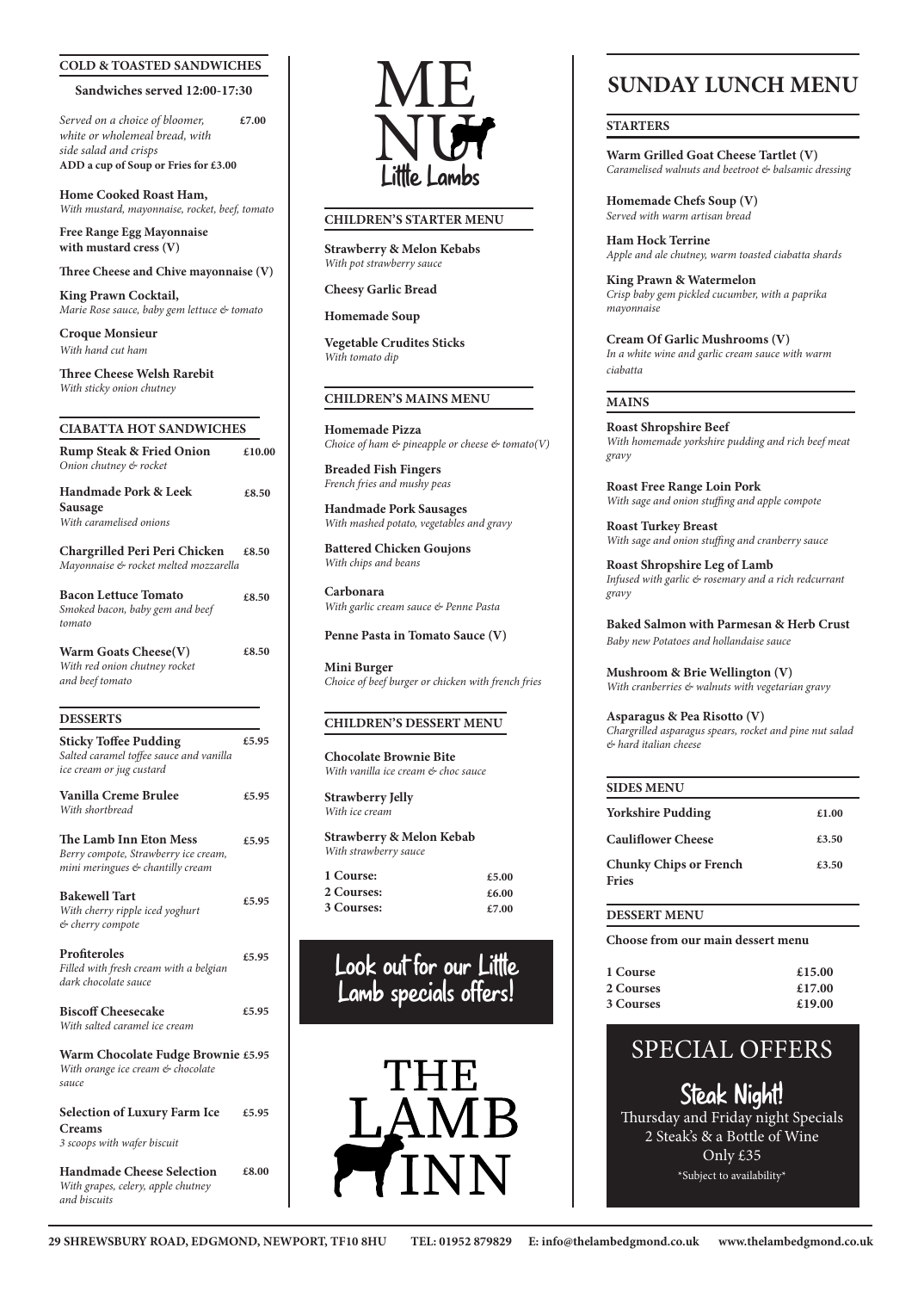## COLD & TOASTED SANDWICHES

**Sandwiches served 12:00-17:30**

*Served on a choice of bloomer, white or wholemeal bread, with side salad and crisps* **£7.00**
**ADD a cup of Soup or Fries for £3.00**

**Home Cooked Roast Ham,**
*With mustard, mayonnaise, rocket, beef, tomato*

**Free Range Egg Mayonnaise with mustard cress (V)**

**Three Cheese and Chive mayonnaise (V)**

**King Prawn Cocktail,**
*Marie Rose sauce, baby gem lettuce & tomato*

**Croque Monsieur**
*With hand cut ham*

**Three Cheese Welsh Rarebit**
*With sticky onion chutney*

## CIABATTA HOT SANDWICHES

**Rump Steak & Fried Onion** **£10.00**
*Onion chutney & rocket*

**Handmade Pork & Leek Sausage** **£8.50**
*With caramelised onions*

**Chargrilled Peri Peri Chicken** **£8.50**
*Mayonnaise & rocket melted mozzarella*

**Bacon Lettuce Tomato** **£8.50**
*Smoked bacon, baby gem and beef tomato*

**Warm Goats Cheese(V)** **£8.50**
*With red onion chutney rocket and beef tomato*

## DESSERTS

**Sticky Toffee Pudding** **£5.95**
*Salted caramel toffee sauce and vanilla ice cream or jug custard*

**Vanilla Creme Brulee** **£5.95**
*With shortbread*

**The Lamb Inn Eton Mess** **£5.95**
*Berry compote, Strawberry ice cream, mini meringues & chantilly cream*

**Bakewell Tart** **£5.95**
*With cherry ripple iced yoghurt & cherry compote*

**Profiteroles** **£5.95**
*Filled with fresh cream with a belgian dark chocolate sauce*

**Biscoff Cheesecake** **£5.95**
*With salted caramel ice cream*

**Warm Chocolate Fudge Brownie** **£5.95**
*With orange ice cream & chocolate sauce*

**Selection of Luxury Farm Ice Creams** **£5.95**
*3 scoops with wafer biscuit*

**Handmade Cheese Selection** **£8.00**
*With grapes, celery, apple chutney and biscuits*

# MENU
## Little Lambs

## CHILDREN'S STARTER MENU

**Strawberry & Melon Kebabs**
*With pot strawberry sauce*

**Cheesy Garlic Bread**

**Homemade Soup**

**Vegetable Crudites Sticks**
*With tomato dip*

## CHILDREN'S MAINS MENU

**Homemade Pizza**
*Choice of ham & pineapple or cheese & tomato(V)*

**Breaded Fish Fingers**
*French fries and mushy peas*

**Handmade Pork Sausages**
*With mashed potato, vegetables and gravy*

**Battered Chicken Goujons**
*With chips and beans*

**Carbonara**
*With garlic cream sauce & Penne Pasta*

**Penne Pasta in Tomato Sauce (V)**

**Mini Burger**
*Choice of beef burger or chicken with french fries*

## CHILDREN'S DESSERT MENU

**Chocolate Brownie Bite**
*With vanilla ice cream & choc sauce*

**Strawberry Jelly**
*With ice cream*

**Strawberry & Melon Kebab**
*With strawberry sauce*

| | |
|---|---|
| **1 Course:** | **£5.00** |
| **2 Courses:** | **£6.00** |
| **3 Courses:** | **£7.00** |

**Look out for our Little Lamb specials offers!**

THE LAMB INN

# SUNDAY LUNCH MENU

## STARTERS

**Warm Grilled Goat Cheese Tartlet (V)**
*Caramelised walnuts and beetroot & balsamic dressing*

**Homemade Chefs Soup (V)**
*Served with warm artisan bread*

**Ham Hock Terrine**
*Apple and ale chutney, warm toasted ciabatta shards*

**King Prawn & Watermelon**
*Crisp baby gem pickled cucumber, with a paprika mayonnaise*

**Cream Of Garlic Mushrooms (V)**
*In a white wine and garlic cream sauce with warm ciabatta*

## MAINS

**Roast Shropshire Beef**
*With homemade yorkshire pudding and rich beef meat gravy*

**Roast Free Range Loin Pork**
*With sage and onion stuffing and apple compote*

**Roast Turkey Breast**
*With sage and onion stuffing and cranberry sauce*

**Roast Shropshire Leg of Lamb**
*Infused with garlic & rosemary and a rich redcurrant gravy*

**Baked Salmon with Parmesan & Herb Crust**
*Baby new Potatoes and hollandaise sauce*

**Mushroom & Brie Wellington (V)**
*With cranberries & walnuts with vegetarian gravy*

**Asparagus & Pea Risotto (V)**
*Chargrilled asparagus spears, rocket and pine nut salad & hard italian cheese*

## SIDES MENU

| | |
|---|---|
| **Yorkshire Pudding** | **£1.00** |
| **Cauliflower Cheese** | **£3.50** |
| **Chunky Chips or French Fries** | **£3.50** |

## DESSERT MENU

**Choose from our main dessert menu**

| | |
|---|---|
| **1 Course** | **£15.00** |
| **2 Courses** | **£17.00** |
| **3 Courses** | **£19.00** |

## SPECIAL OFFERS

**Steak Night!**
Thursday and Friday night Specials
2 Steak's & a Bottle of Wine
Only £35
*Subject to availability*

**29 SHREWSBURY ROAD, EDGMOND, NEWPORT, TF10 8HU TEL: 01952 879829 E: info@thelambedgmond.co.uk www.thelambedgmond.co.uk**